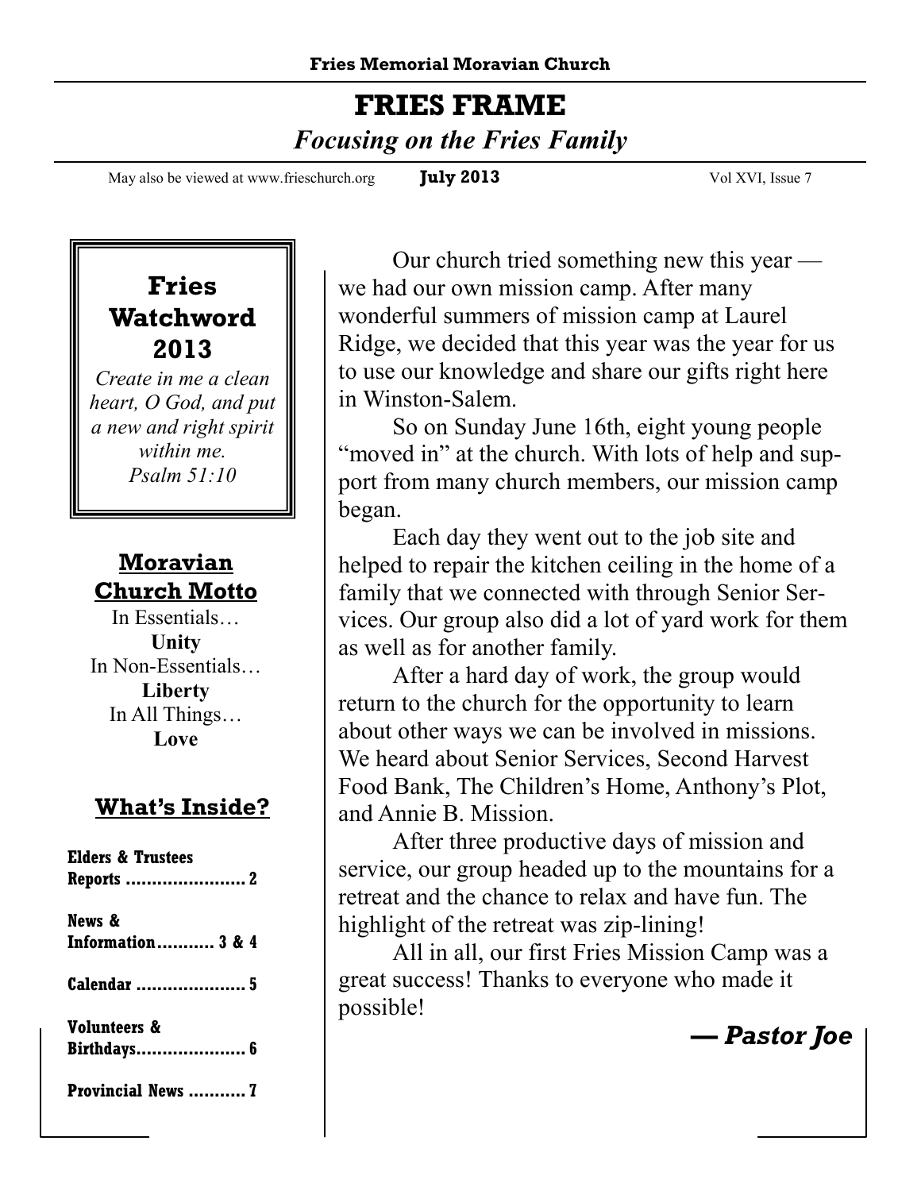**Fries Memorial Moravian Church**

# FRIES FRAME

*Focusing on the Fries Family*

May also be viewed at www.frieschurch.org **July 2013** Vol XVI, Issue 7

## Fries Watchword 2013

*Create in me a clean heart, O God, and put a new and right spirit within me.*
*Psalm 51:10*

## Moravian Church Motto

In Essentials…
**Unity**
In Non-Essentials…
**Liberty**
In All Things…
**Love**

## What's Inside?

**Elders & Trustees Reports ....................... 2**

**News & Information........... 3 & 4**

**Calendar ..................... 5**

**Volunteers & Birthdays..................... 6**

**Provincial News ........... 7**

Our church tried something new this year — we had our own mission camp. After many wonderful summers of mission camp at Laurel Ridge, we decided that this year was the year for us to use our knowledge and share our gifts right here in Winston-Salem.

So on Sunday June 16th, eight young people "moved in" at the church. With lots of help and support from many church members, our mission camp began.

Each day they went out to the job site and helped to repair the kitchen ceiling in the home of a family that we connected with through Senior Services. Our group also did a lot of yard work for them as well as for another family.

After a hard day of work, the group would return to the church for the opportunity to learn about other ways we can be involved in missions. We heard about Senior Services, Second Harvest Food Bank, The Children's Home, Anthony's Plot, and Annie B. Mission.

After three productive days of mission and service, our group headed up to the mountains for a retreat and the chance to relax and have fun. The highlight of the retreat was zip-lining!

All in all, our first Fries Mission Camp was a great success! Thanks to everyone who made it possible!

***— Pastor Joe***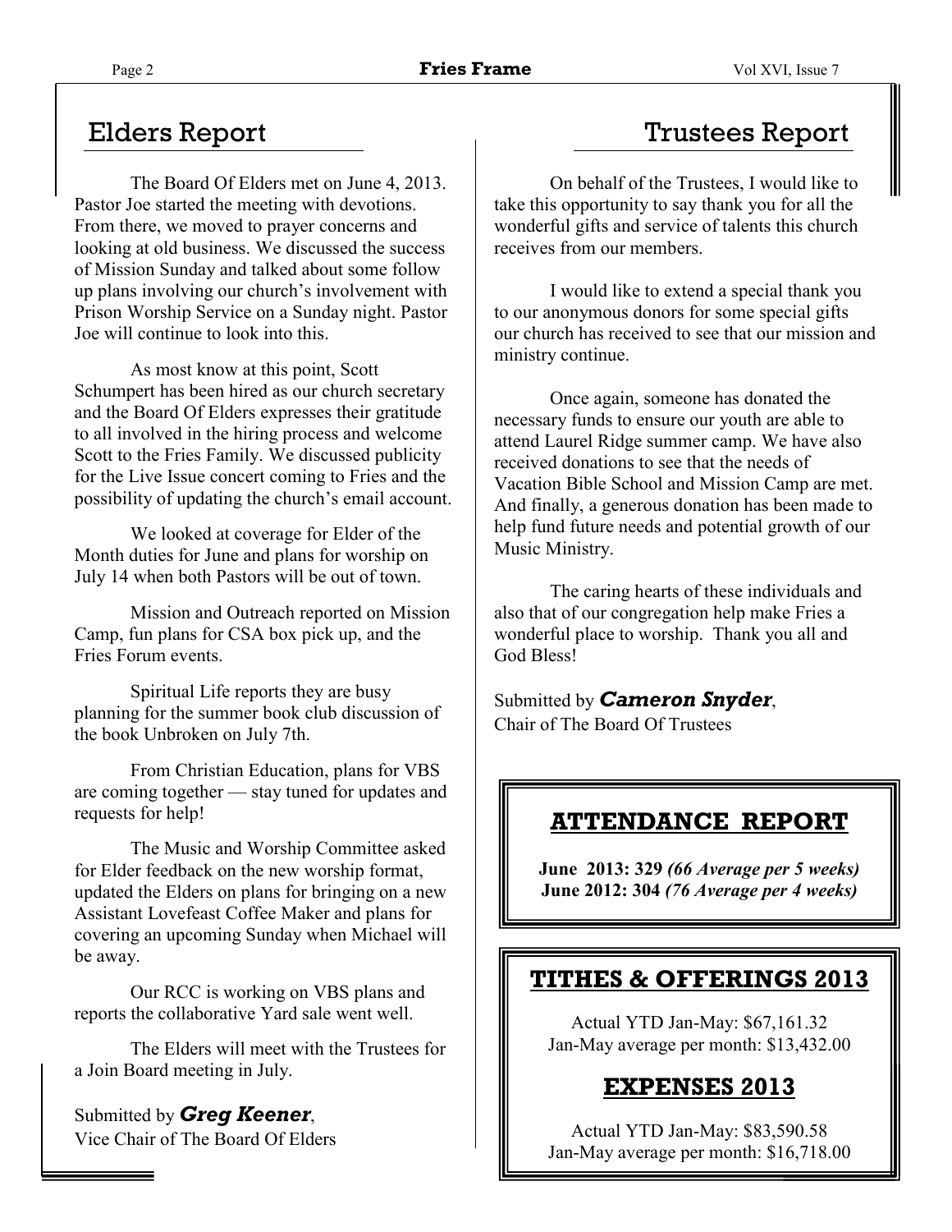## Elders Report

The Board Of Elders met on June 4, 2013. Pastor Joe started the meeting with devotions. From there, we moved to prayer concerns and looking at old business. We discussed the success of Mission Sunday and talked about some follow up plans involving our church's involvement with Prison Worship Service on a Sunday night. Pastor Joe will continue to look into this.

As most know at this point, Scott Schumpert has been hired as our church secretary and the Board Of Elders expresses their gratitude to all involved in the hiring process and welcome Scott to the Fries Family. We discussed publicity for the Live Issue concert coming to Fries and the possibility of updating the church's email account.

We looked at coverage for Elder of the Month duties for June and plans for worship on July 14 when both Pastors will be out of town.

Mission and Outreach reported on Mission Camp, fun plans for CSA box pick up, and the Fries Forum events.

Spiritual Life reports they are busy planning for the summer book club discussion of the book Unbroken on July 7th.

From Christian Education, plans for VBS are coming together — stay tuned for updates and requests for help!

The Music and Worship Committee asked for Elder feedback on the new worship format, updated the Elders on plans for bringing on a new Assistant Lovefeast Coffee Maker and plans for covering an upcoming Sunday when Michael will be away.

Our RCC is working on VBS plans and reports the collaborative Yard sale went well.

The Elders will meet with the Trustees for a Join Board meeting in July.

Submitted by ***Greg Keener***,
Vice Chair of The Board Of Elders

## Trustees Report

On behalf of the Trustees, I would like to take this opportunity to say thank you for all the wonderful gifts and service of talents this church receives from our members.

I would like to extend a special thank you to our anonymous donors for some special gifts our church has received to see that our mission and ministry continue.

Once again, someone has donated the necessary funds to ensure our youth are able to attend Laurel Ridge summer camp. We have also received donations to see that the needs of Vacation Bible School and Mission Camp are met. And finally, a generous donation has been made to help fund future needs and potential growth of our Music Ministry.

The caring hearts of these individuals and also that of our congregation help make Fries a wonderful place to worship. Thank you all and God Bless!

Submitted by ***Cameron Snyder***,
Chair of The Board Of Trustees

## ATTENDANCE REPORT

**June 2013: 329** ***(66 Average per 5 weeks)***
**June 2012: 304** ***(76 Average per 4 weeks)***

## TITHES & OFFERINGS 2013

Actual YTD Jan-May: $67,161.32
Jan-May average per month: $13,432.00

## EXPENSES 2013

Actual YTD Jan-May: $83,590.58
Jan-May average per month: $16,718.00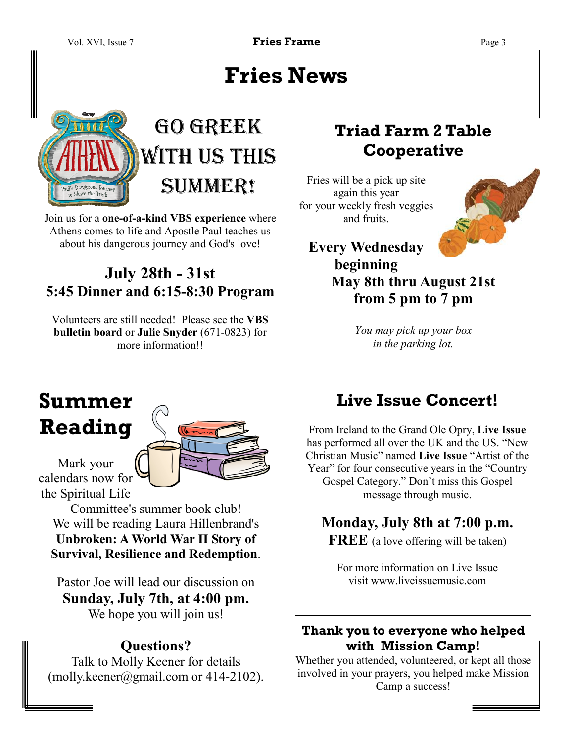# Fries News

## Go Greek with us this summer!

Join us for a **one-of-a-kind VBS experience** where Athens comes to life and Apostle Paul teaches us about his dangerous journey and God's love!

**July 28th - 31st**
**5:45 Dinner and 6:15-8:30 Program**

Volunteers are still needed! Please see the **VBS bulletin board** or **Julie Snyder** (671-0823) for more information!!

## Triad Farm 2 Table Cooperative

Fries will be a pick up site again this year for your weekly fresh veggies and fruits.

**Every Wednesday beginning May 8th thru August 21st from 5 pm to 7 pm**

*You may pick up your box in the parking lot.*

## Summer Reading

Mark your calendars now for the Spiritual Life Committee's summer book club! We will be reading Laura Hillenbrand's **Unbroken: A World War II Story of Survival, Resilience and Redemption**.

Pastor Joe will lead our discussion on **Sunday, July 7th, at 4:00 pm.** We hope you will join us!

**Questions?**
Talk to Molly Keener for details (molly.keener@gmail.com or 414-2102).

## Live Issue Concert!

From Ireland to the Grand Ole Opry, **Live Issue** has performed all over the UK and the US. "New Christian Music" named **Live Issue** "Artist of the Year" for four consecutive years in the "Country Gospel Category." Don't miss this Gospel message through music.

**Monday, July 8th at 7:00 p.m.**
**FREE** (a love offering will be taken)

For more information on Live Issue visit www.liveissuemusic.com

### Thank you to everyone who helped with Mission Camp!

Whether you attended, volunteered, or kept all those involved in your prayers, you helped make Mission Camp a success!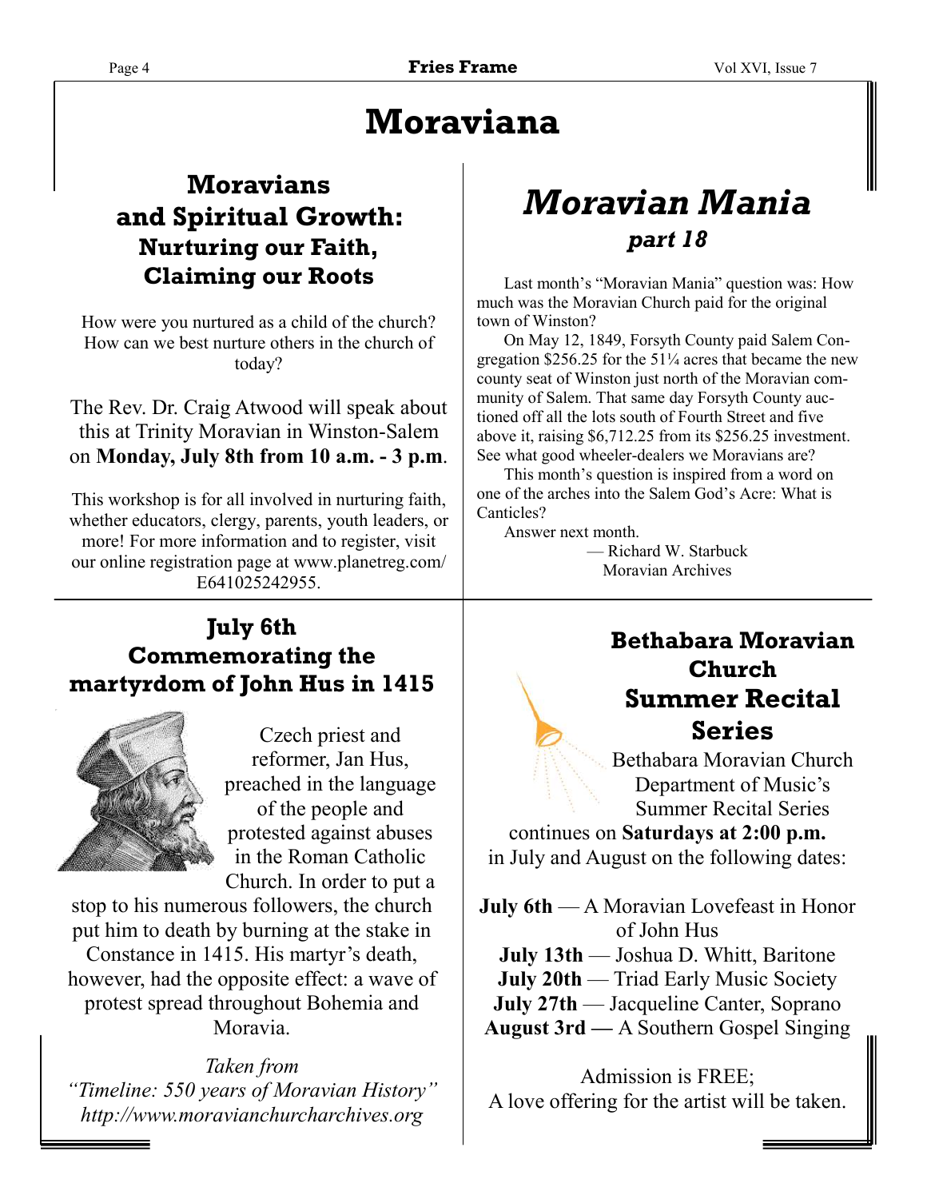# Moraviana

## Moravians and Spiritual Growth: Nurturing our Faith, Claiming our Roots

How were you nurtured as a child of the church? How can we best nurture others in the church of today?

The Rev. Dr. Craig Atwood will speak about this at Trinity Moravian in Winston-Salem on **Monday, July 8th from 10 a.m. - 3 p.m**.

This workshop is for all involved in nurturing faith, whether educators, clergy, parents, youth leaders, or more! For more information and to register, visit our online registration page at www.planetreg.com/E641025242955.

## *Moravian Mania*

### *part 18*

Last month's "Moravian Mania" question was: How much was the Moravian Church paid for the original town of Winston?

On May 12, 1849, Forsyth County paid Salem Congregation $256.25 for the 51¼ acres that became the new county seat of Winston just north of the Moravian community of Salem. That same day Forsyth County auctioned off all the lots south of Fourth Street and five above it, raising $6,712.25 from its $256.25 investment. See what good wheeler-dealers we Moravians are?

This month's question is inspired from a word on one of the arches into the Salem God's Acre: What is Canticles?

Answer next month.

— Richard W. Starbuck
Moravian Archives

## July 6th Commemorating the martyrdom of John Hus in 1415

Czech priest and reformer, Jan Hus, preached in the language of the people and protested against abuses in the Roman Catholic Church. In order to put a stop to his numerous followers, the church put him to death by burning at the stake in Constance in 1415. His martyr's death, however, had the opposite effect: a wave of protest spread throughout Bohemia and Moravia.

*Taken from*
*"Timeline: 550 years of Moravian History"*
*http://www.moravianchurcharchives.org*

## Bethabara Moravian Church Summer Recital Series

Bethabara Moravian Church Department of Music's Summer Recital Series continues on **Saturdays at 2:00 p.m.** in July and August on the following dates:

**July 6th** — A Moravian Lovefeast in Honor of John Hus
**July 13th** — Joshua D. Whitt, Baritone
**July 20th** — Triad Early Music Society
**July 27th** — Jacqueline Canter, Soprano
**August 3rd —** A Southern Gospel Singing

Admission is FREE;
A love offering for the artist will be taken.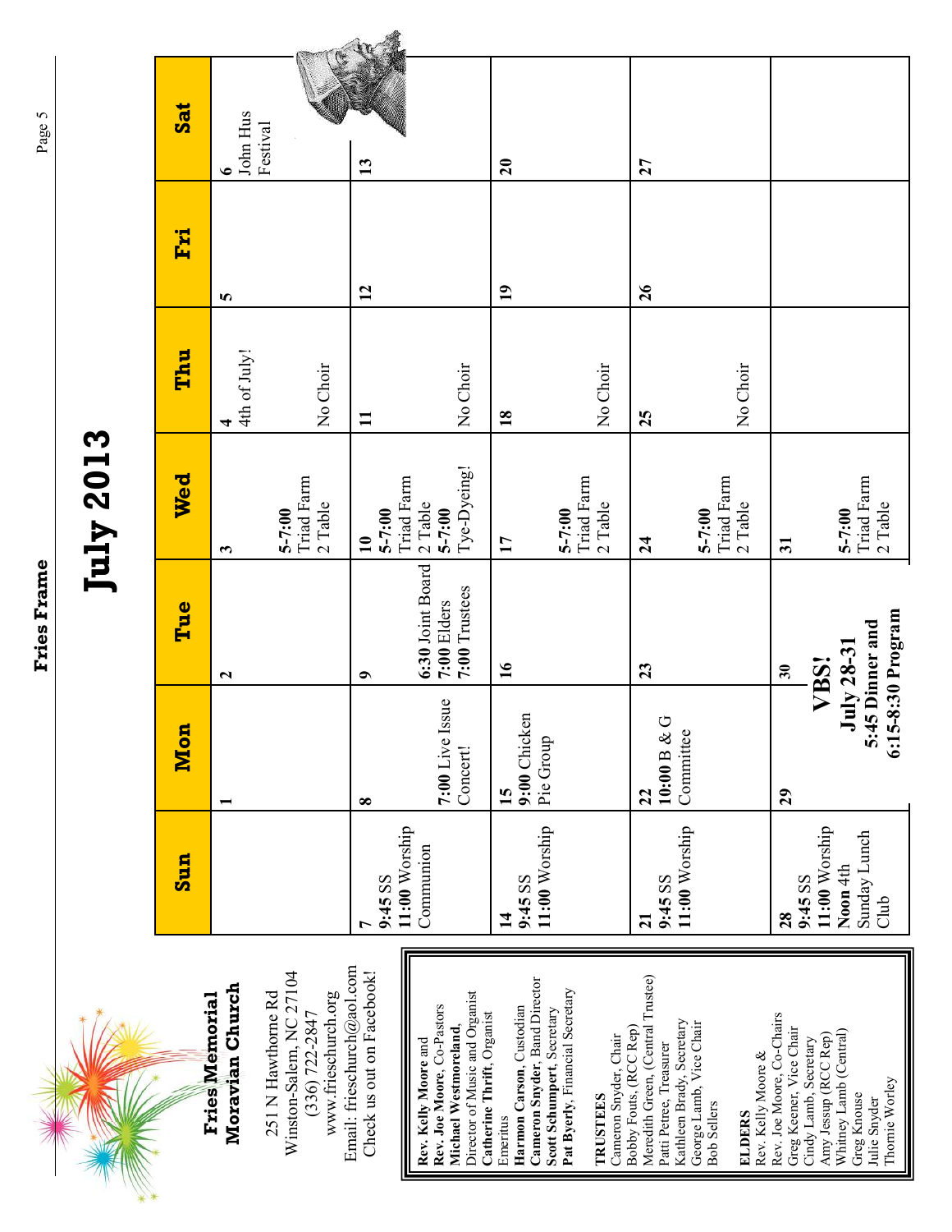Fries Frame

# July 2013

## Fries Memorial Moravian Church

251 N Hawthorne Rd
Winston-Salem, NC 27104
(336) 722-2847
www.frieschurch.org
Email: frieschurch@aol.com
Check us out on Facebook!

**Rev. Kelly Moore** and
**Rev. Joe Moore**, Co-Pastors
**Michael Westmoreland**, Director of Music and Organist
**Catherine Thrift**, Organist Emeritus
**Harmon Carson**, Custodian
**Cameron Snyder**, Band Director
**Scott Schumpert**, Secretary
**Pat Byerly**, Financial Secretary

**TRUSTEES**
Cameron Snyder, Chair
Bobby Fouts, (RCC Rep)
Meredith Green, (Central Trustee)
Patti Petree, Treasurer
Kathleen Brady, Secretary
George Lamb, Vice Chair
Bob Sellers

**ELDERS**
Rev. Kelly Moore & Rev. Joe Moore, Co-Chairs
Greg Keener, Vice Chair
Cindy Lamb, Secretary
Amy Jessup (RCC Rep)
Whitney Lamb (Central)
Greg Knouse
Julie Snyder
Thomie Worley

| Sun | Mon | Tue | Wed | Thu | Fri | Sat |
|---|---|---|---|---|---|---|
| | 1 | 2 | 3<br>5-7:00 Triad Farm 2 Table | 4<br>4th of July!<br>No Choir | 5 | 6<br>John Hus Festival |
| 7<br>9:45 SS<br>11:00 Worship Communion | 8<br>7:00 Live Issue Concert! | 9<br>6:30 Joint Board<br>7:00 Elders<br>7:00 Trustees | 10<br>5-7:00 Triad Farm 2 Table<br>5-7:00 Tye-Dyeing! | 11<br>No Choir | 12 | 13 |
| 14<br>9:45 SS<br>11:00 Worship | 15<br>9:00 Chicken Pie Group | 16 | 17<br>5-7:00 Triad Farm 2 Table | 18<br>No Choir | 19 | 20 |
| 21<br>9:45 SS<br>11:00 Worship | 22<br>10:00 B & G Committee | 23 | 24<br>5-7:00 Triad Farm 2 Table | 25<br>No Choir | 26 | 27 |
| 28<br>9:45 SS<br>11:00 Worship<br>Noon 4th Sunday Lunch Club | 29<br>**VBS! July 28-31 5:45 Dinner and 6:15-8:30 Program** | 30 | 31<br>5-7:00 Triad Farm 2 Table | | | |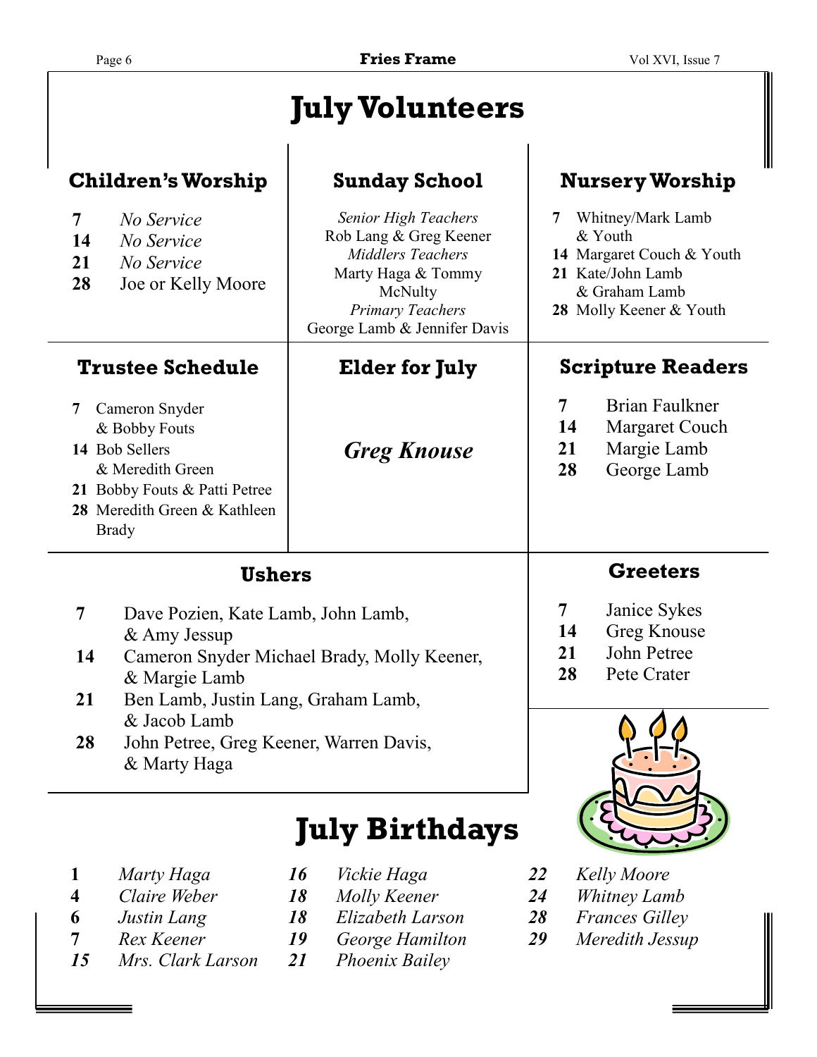# July Volunteers

## Children's Worship

- **7** *No Service*
- **14** *No Service*
- **21** *No Service*
- **28** Joe or Kelly Moore

## Sunday School

*Senior High Teachers*
Rob Lang & Greg Keener
*Middlers Teachers*
Marty Haga & Tommy McNulty
*Primary Teachers*
George Lamb & Jennifer Davis

## Nursery Worship

- **7** Whitney/Mark Lamb & Youth
- **14** Margaret Couch & Youth
- **21** Kate/John Lamb & Graham Lamb
- **28** Molly Keener & Youth

## Trustee Schedule

- **7** Cameron Snyder & Bobby Fouts
- **14** Bob Sellers & Meredith Green
- **21** Bobby Fouts & Patti Petree
- **28** Meredith Green & Kathleen Brady

## Elder for July

***Greg Knouse***

## Scripture Readers

- **7** Brian Faulkner
- **14** Margaret Couch
- **21** Margie Lamb
- **28** George Lamb

## Ushers

- **7** Dave Pozien, Kate Lamb, John Lamb, & Amy Jessup
- **14** Cameron Snyder Michael Brady, Molly Keener, & Margie Lamb
- **21** Ben Lamb, Justin Lang, Graham Lamb, & Jacob Lamb
- **28** John Petree, Greg Keener, Warren Davis, & Marty Haga

## Greeters

- **7** Janice Sykes
- **14** Greg Knouse
- **21** John Petree
- **28** Pete Crater

# July Birthdays

- ***1*** *Marty Haga*
- ***4*** *Claire Weber*
- ***6*** *Justin Lang*
- ***7*** *Rex Keener*
- ***15*** *Mrs. Clark Larson*
- ***16*** *Vickie Haga*
- ***18*** *Molly Keener*
- ***18*** *Elizabeth Larson*
- ***19*** *George Hamilton*
- ***21*** *Phoenix Bailey*
- ***22*** *Kelly Moore*
- ***24*** *Whitney Lamb*
- ***28*** *Frances Gilley*
- ***29*** *Meredith Jessup*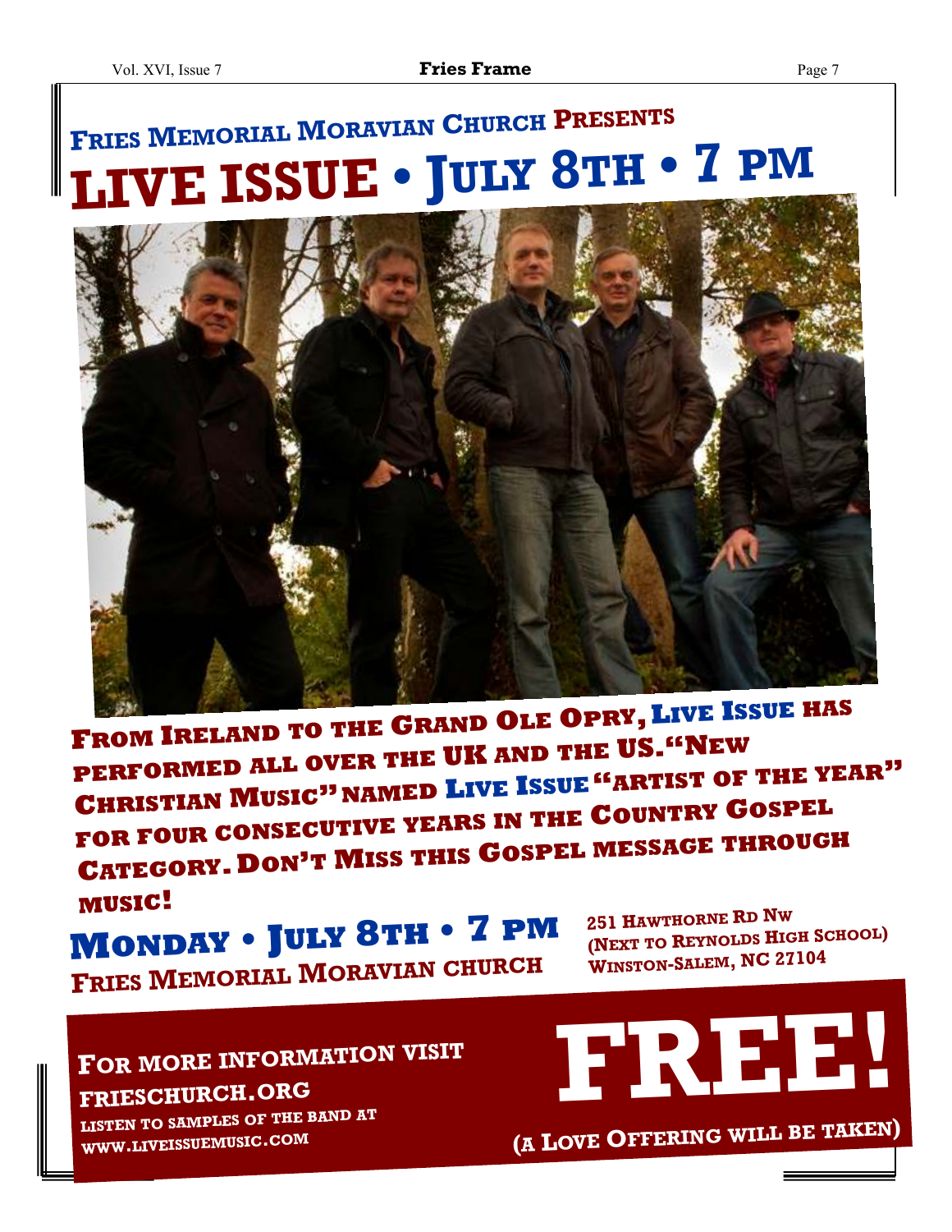## Fries Memorial Moravian Church Presents

# LIVE ISSUE • July 8th • 7 PM

**From Ireland to the Grand Ole Opry, Live Issue has performed all over the UK and the US. "New Christian Music" named Live Issue "artist of the year" for four consecutive years in the Country Gospel Category. Don't Miss this Gospel message through music!**

## Monday • July 8th • 7 PM

**Fries Memorial Moravian Church**

251 Hawthorne Rd Nw
(Next to Reynolds High School)
Winston-Salem, NC 27104

**For more information visit friesschurch.org**

Listen to samples of the band at www.liveissuemusic.com

# FREE!

(A Love Offering will be taken)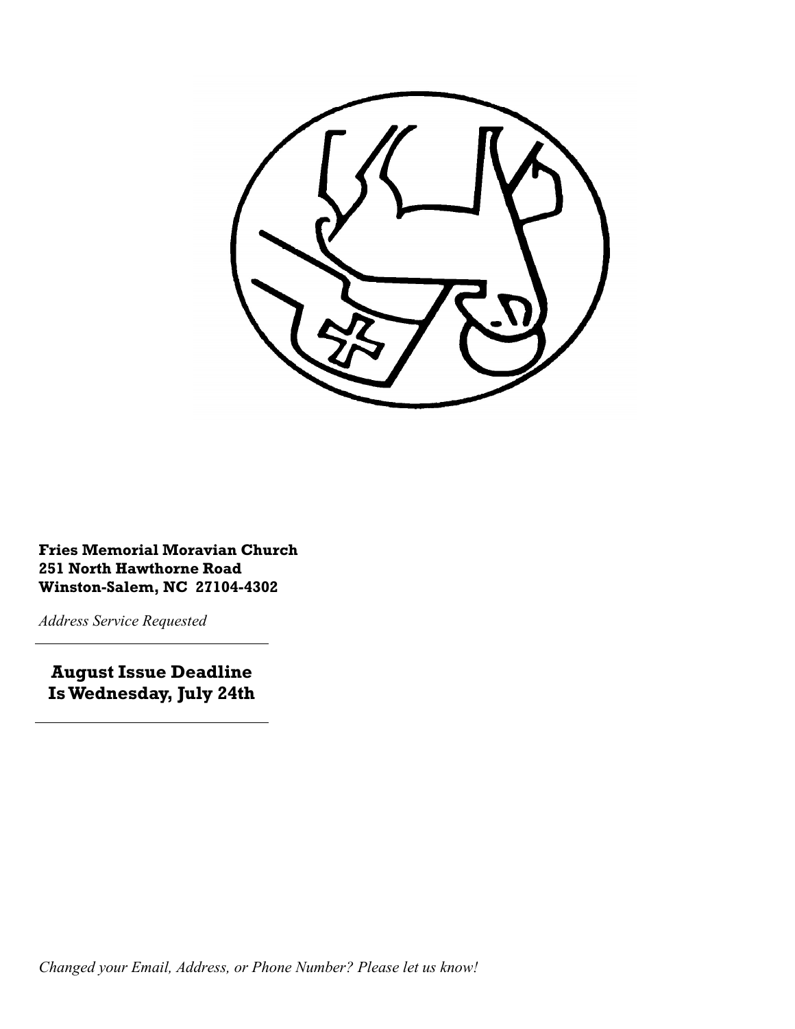**Fries Memorial Moravian Church**
**251 North Hawthorne Road**
**Winston-Salem, NC 27104-4302**

*Address Service Requested*

---

**August Issue Deadline**
**Is Wednesday, July 24th**

---

*Changed your Email, Address, or Phone Number? Please let us know!*